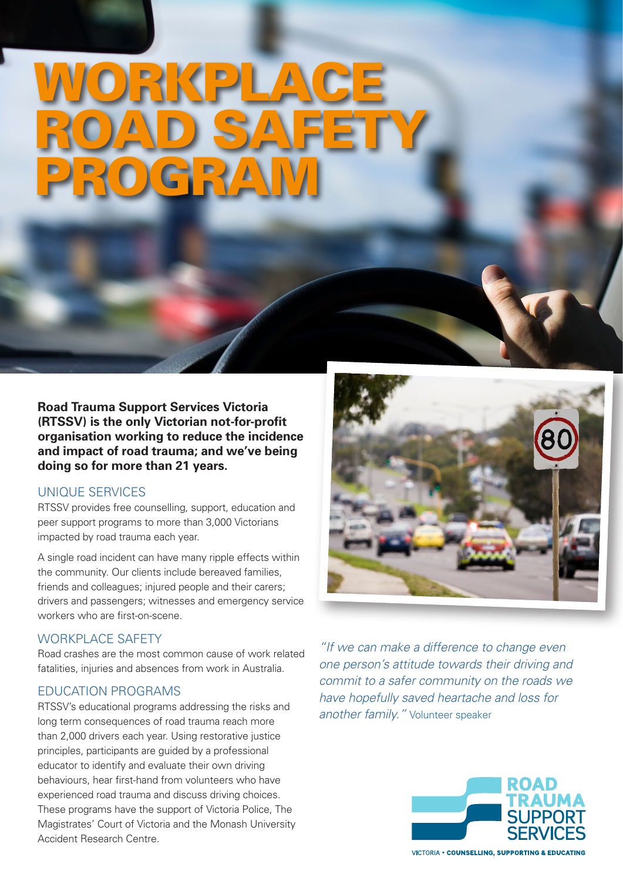# WORKPLACE ROAD SAFETY PROGRAM

**Road Trauma Support Services Victoria (RTSSV) is the only Victorian not-for-profit organisation working to reduce the incidence and impact of road trauma; and we've being doing so for more than 21 years.**

## UNIQUE SERVICES

RTSSV provides free counselling, support, education and peer support programs to more than 3,000 Victorians impacted by road trauma each year.

A single road incident can have many ripple effects within the community. Our clients include bereaved families, friends and colleagues; injured people and their carers; drivers and passengers; witnesses and emergency service workers who are first-on-scene.

## WORKPLACE SAFETY

Road crashes are the most common cause of work related fatalities, injuries and absences from work in Australia.

## EDUCATION PROGRAMS

RTSSV's educational programs addressing the risks and long term consequences of road trauma reach more than 2,000 drivers each year. Using restorative justice principles, participants are guided by a professional educator to identify and evaluate their own driving behaviours, hear first-hand from volunteers who have experienced road trauma and discuss driving choices. These programs have the support of Victoria Police, The Magistrates' Court of Victoria and the Monash University Accident Research Centre.

*"If we can make a difference to change even one person's attitude towards their driving and commit to a safer community on the roads we have hopefully saved heartache and loss for another family."* Volunteer speaker

ROAD TRAUMA SUPPORT SERVICES

VICTORIA • COUNSELLING, SUPPORTING & EDUCATING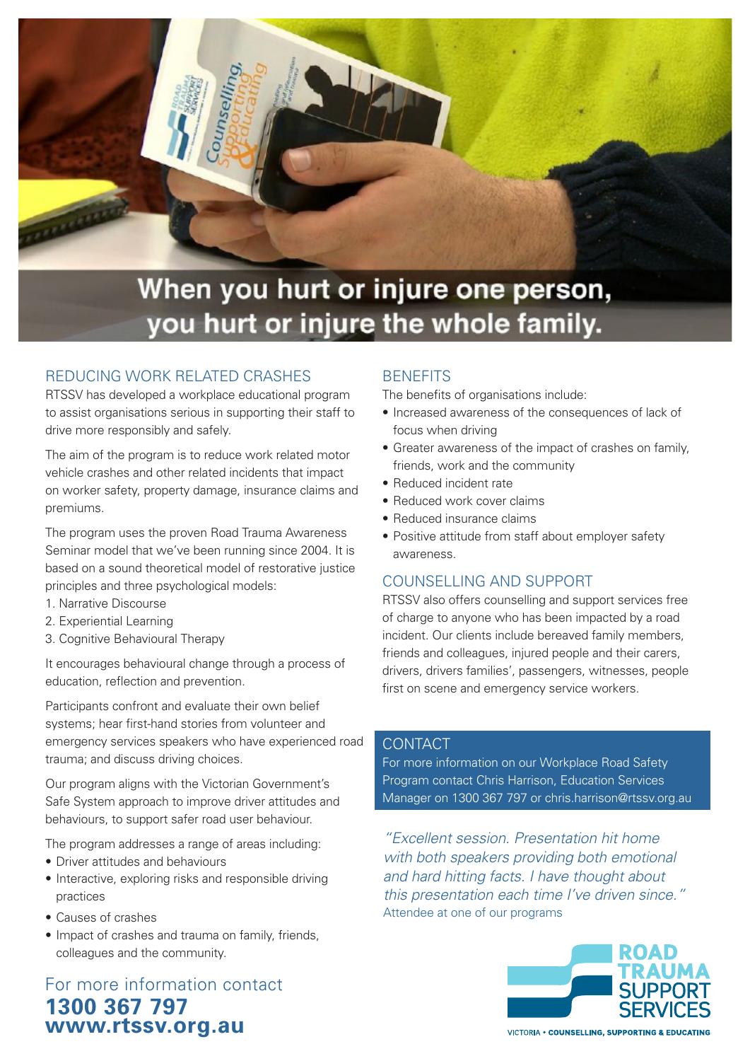When you hurt or injure one person, you hurt or injure the whole family.

## REDUCING WORK RELATED CRASHES

RTSSV has developed a workplace educational program to assist organisations serious in supporting their staff to drive more responsibly and safely.

The aim of the program is to reduce work related motor vehicle crashes and other related incidents that impact on worker safety, property damage, insurance claims and premiums.

The program uses the proven Road Trauma Awareness Seminar model that we've been running since 2004. It is based on a sound theoretical model of restorative justice principles and three psychological models:

1. Narrative Discourse
2. Experiential Learning
3. Cognitive Behavioural Therapy

It encourages behavioural change through a process of education, reflection and prevention.

Participants confront and evaluate their own belief systems; hear first-hand stories from volunteer and emergency services speakers who have experienced road trauma; and discuss driving choices.

Our program aligns with the Victorian Government's Safe System approach to improve driver attitudes and behaviours, to support safer road user behaviour.

The program addresses a range of areas including:

- Driver attitudes and behaviours
- Interactive, exploring risks and responsible driving practices
- Causes of crashes
- Impact of crashes and trauma on family, friends, colleagues and the community.

For more information contact
**1300 367 797**
**www.rtssv.org.au**

## BENEFITS

The benefits of organisations include:

- Increased awareness of the consequences of lack of focus when driving
- Greater awareness of the impact of crashes on family, friends, work and the community
- Reduced incident rate
- Reduced work cover claims
- Reduced insurance claims
- Positive attitude from staff about employer safety awareness.

## COUNSELLING AND SUPPORT

RTSSV also offers counselling and support services free of charge to anyone who has been impacted by a road incident. Our clients include bereaved family members, friends and colleagues, injured people and their carers, drivers, drivers families', passengers, witnesses, people first on scene and emergency service workers.

## CONTACT

For more information on our Workplace Road Safety Program contact Chris Harrison, Education Services Manager on 1300 367 797 or chris.harrison@rtssv.org.au

*"Excellent session. Presentation hit home with both speakers providing both emotional and hard hitting facts. I have thought about this presentation each time I've driven since."*
Attendee at one of our programs

ROAD TRAUMA SUPPORT SERVICES
VICTORIA • COUNSELLING, SUPPORTING & EDUCATING